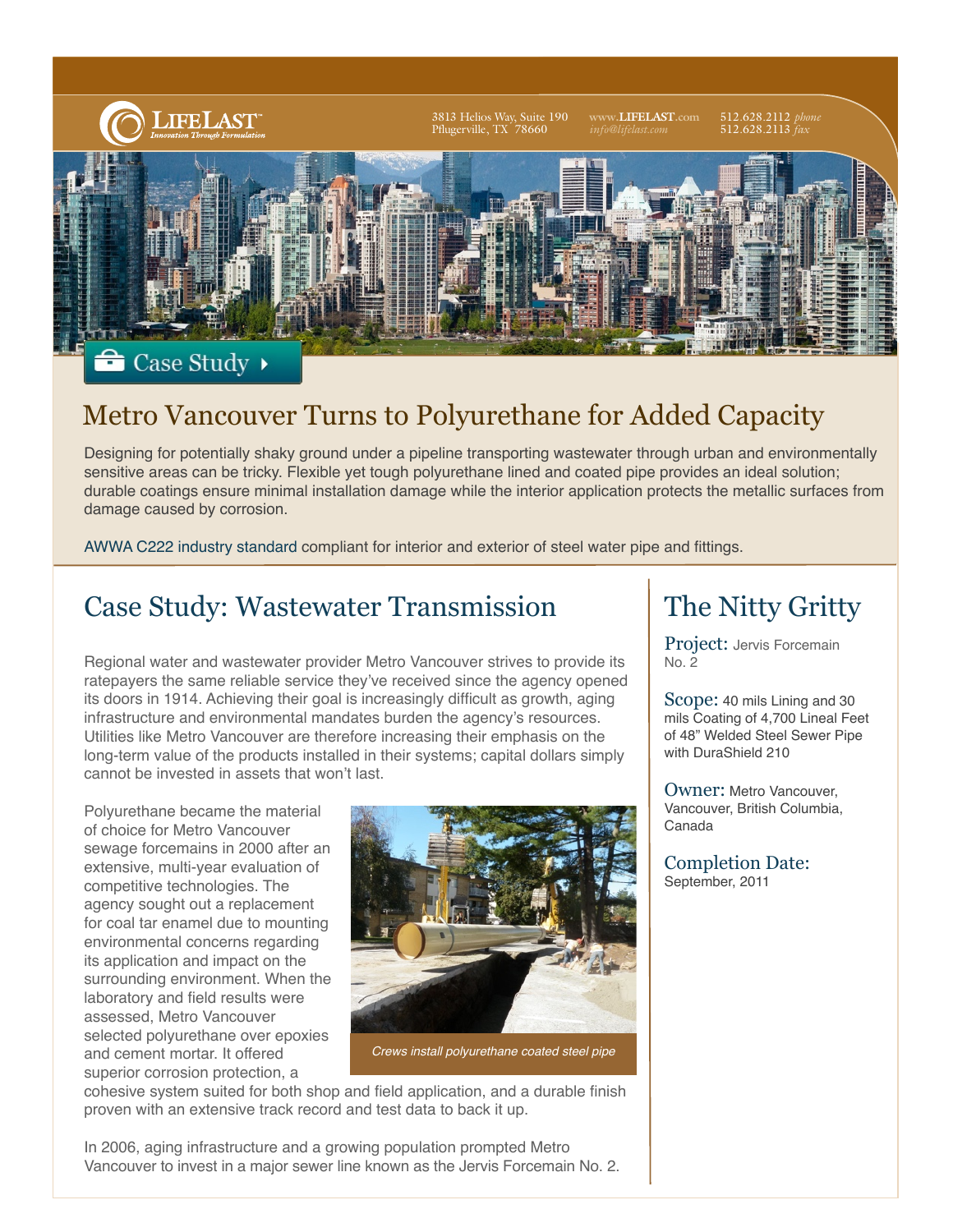LifeLast™ *Innovation Through Formulation*

3813 Helios Way, Suite 190
Pflugerville, TX 78660

www.LIFELAST.com
*info@lifelast.com*

512.628.2112 *phone*
512.628.2113 *fax*

Case Study

# Metro Vancouver Turns to Polyurethane for Added Capacity

Designing for potentially shaky ground under a pipeline transporting wastewater through urban and environmentally sensitive areas can be tricky. Flexible yet tough polyurethane lined and coated pipe provides an ideal solution; durable coatings ensure minimal installation damage while the interior application protects the metallic surfaces from damage caused by corrosion.

AWWA C222 industry standard compliant for interior and exterior of steel water pipe and fittings.

## Case Study: Wastewater Transmission

Regional water and wastewater provider Metro Vancouver strives to provide its ratepayers the same reliable service they've received since the agency opened its doors in 1914. Achieving their goal is increasingly difficult as growth, aging infrastructure and environmental mandates burden the agency's resources. Utilities like Metro Vancouver are therefore increasing their emphasis on the long-term value of the products installed in their systems; capital dollars simply cannot be invested in assets that won't last.

Polyurethane became the material of choice for Metro Vancouver sewage forcemains in 2000 after an extensive, multi-year evaluation of competitive technologies. The agency sought out a replacement for coal tar enamel due to mounting environmental concerns regarding its application and impact on the surrounding environment. When the laboratory and field results were assessed, Metro Vancouver selected polyurethane over epoxies and cement mortar. It offered superior corrosion protection, a cohesive system suited for both shop and field application, and a durable finish proven with an extensive track record and test data to back it up.

*Crews install polyurethane coated steel pipe*

In 2006, aging infrastructure and a growing population prompted Metro Vancouver to invest in a major sewer line known as the Jervis Forcemain No. 2.

## The Nitty Gritty

**Project:** Jervis Forcemain No. 2

**Scope:** 40 mils Lining and 30 mils Coating of 4,700 Lineal Feet of 48" Welded Steel Sewer Pipe with DuraShield 210

**Owner:** Metro Vancouver, Vancouver, British Columbia, Canada

**Completion Date:** September, 2011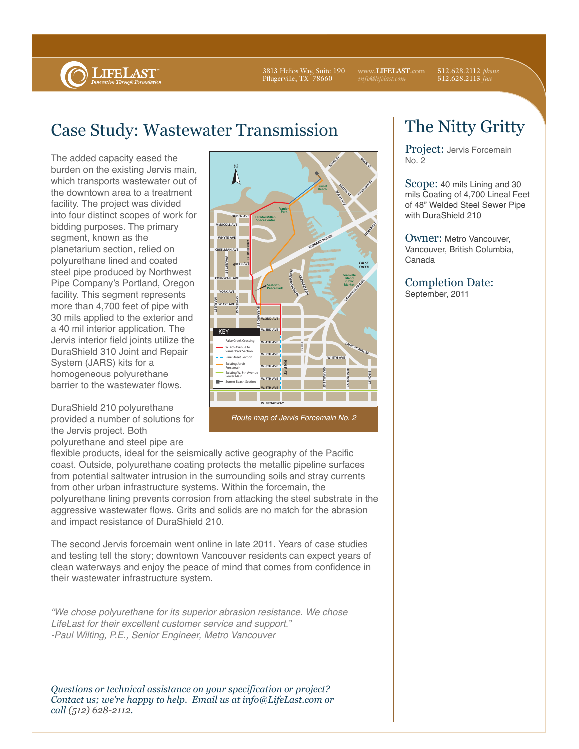# Case Study: Wastewater Transmission

The added capacity eased the burden on the existing Jervis main, which transports wastewater out of the downtown area to a treatment facility. The project was divided into four distinct scopes of work for bidding purposes. The primary segment, known as the planetarium section, relied on polyurethane lined and coated steel pipe produced by Northwest Pipe Company's Portland, Oregon facility. This segment represents more than 4,700 feet of pipe with 30 mils applied to the exterior and a 40 mil interior application. The Jervis interior field joints utilize the DuraShield 310 Joint and Repair System (JARS) kits for a homogeneous polyurethane barrier to the wastewater flows.

KEY
- False Creek Crossing
- W. 4th Avenue to Vanier Park Section
- Pine Street Section
- Existing Jervis Forcemain
- Existing W. 8th Avenue Sewer Main
- Sunset Beach Section

*Route map of Jervis Forcemain No. 2*

DuraShield 210 polyurethane provided a number of solutions for the Jervis project. Both polyurethane and steel pipe are flexible products, ideal for the seismically active geography of the Pacific coast. Outside, polyurethane coating protects the metallic pipeline surfaces from potential saltwater intrusion in the surrounding soils and stray currents from other urban infrastructure systems. Within the forcemain, the polyurethane lining prevents corrosion from attacking the steel substrate in the aggressive wastewater flows. Grits and solids are no match for the abrasion and impact resistance of DuraShield 210.

The second Jervis forcemain went online in late 2011. Years of case studies and testing tell the story; downtown Vancouver residents can expect years of clean waterways and enjoy the peace of mind that comes from confidence in their wastewater infrastructure system.

*"We chose polyurethane for its superior abrasion resistance. We chose LifeLast for their excellent customer service and support."*
*-Paul Wilting, P.E., Senior Engineer, Metro Vancouver*

*Questions or technical assistance on your specification or project? Contact us; we're happy to help. Email us at info@LifeLast.com or call (512) 628-2112.*

## The Nitty Gritty

**Project:** Jervis Forcemain No. 2

**Scope:** 40 mils Lining and 30 mils Coating of 4,700 Lineal Feet of 48" Welded Steel Sewer Pipe with DuraShield 210

**Owner:** Metro Vancouver, Vancouver, British Columbia, Canada

**Completion Date:** September, 2011